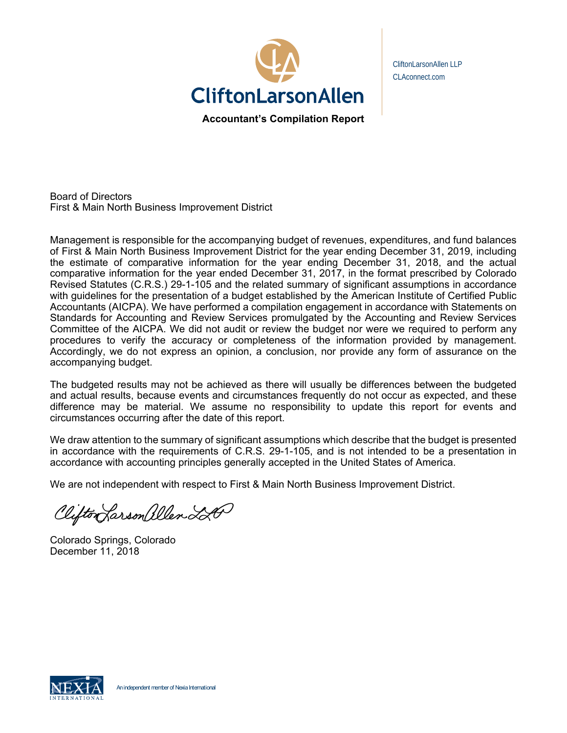CliftonLarsonAllen

CliftonLarsonAllen LLP
CLAconnect.com

## Accountant's Compilation Report

Board of Directors
First & Main North Business Improvement District

Management is responsible for the accompanying budget of revenues, expenditures, and fund balances of First & Main North Business Improvement District for the year ending December 31, 2019, including the estimate of comparative information for the year ending December 31, 2018, and the actual comparative information for the year ended December 31, 2017, in the format prescribed by Colorado Revised Statutes (C.R.S.) 29-1-105 and the related summary of significant assumptions in accordance with guidelines for the presentation of a budget established by the American Institute of Certified Public Accountants (AICPA). We have performed a compilation engagement in accordance with Statements on Standards for Accounting and Review Services promulgated by the Accounting and Review Services Committee of the AICPA. We did not audit or review the budget nor were we required to perform any procedures to verify the accuracy or completeness of the information provided by management. Accordingly, we do not express an opinion, a conclusion, nor provide any form of assurance on the accompanying budget.

The budgeted results may not be achieved as there will usually be differences between the budgeted and actual results, because events and circumstances frequently do not occur as expected, and these difference may be material. We assume no responsibility to update this report for events and circumstances occurring after the date of this report.

We draw attention to the summary of significant assumptions which describe that the budget is presented in accordance with the requirements of C.R.S. 29-1-105, and is not intended to be a presentation in accordance with accounting principles generally accepted in the United States of America.

We are not independent with respect to First & Main North Business Improvement District.

CliftonLarsonAllen LLP

Colorado Springs, Colorado
December 11, 2018

NEXIA INTERNATIONAL An independent member of Nexia International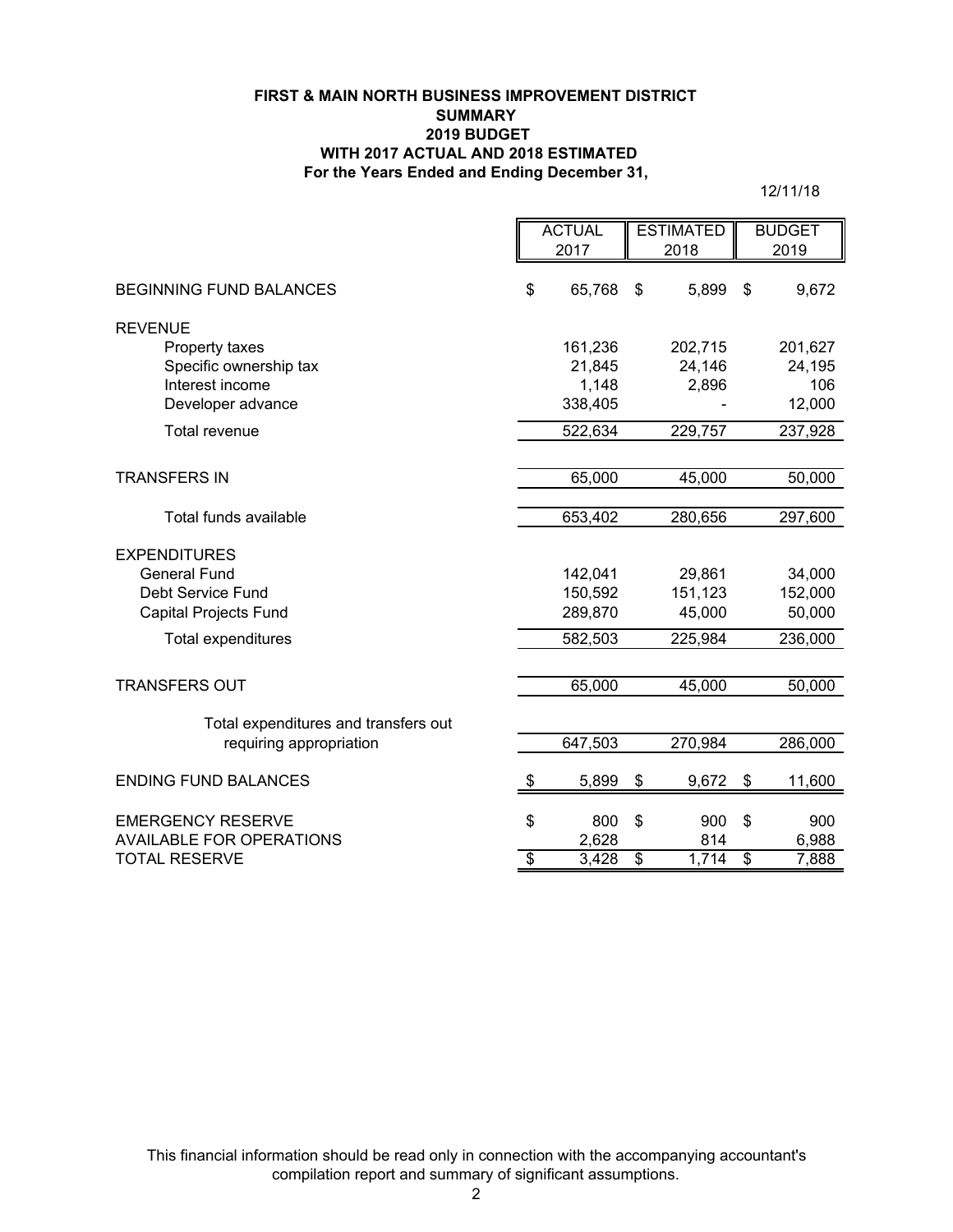**FIRST & MAIN NORTH BUSINESS IMPROVEMENT DISTRICT**
**SUMMARY**
**2019 BUDGET**
**WITH 2017 ACTUAL AND 2018 ESTIMATED**
**For the Years Ended and Ending December 31,**

12/11/18

| | ACTUAL 2017 | ESTIMATED 2018 | BUDGET 2019 |
|---|---|---|---|
| BEGINNING FUND BALANCES | $ 65,768 | $ 5,899 | $ 9,672 |
| REVENUE | | | |
| Property taxes | 161,236 | 202,715 | 201,627 |
| Specific ownership tax | 21,845 | 24,146 | 24,195 |
| Interest income | 1,148 | 2,896 | 106 |
| Developer advance | 338,405 | - | 12,000 |
| Total revenue | 522,634 | 229,757 | 237,928 |
| TRANSFERS IN | 65,000 | 45,000 | 50,000 |
| Total funds available | 653,402 | 280,656 | 297,600 |
| EXPENDITURES | | | |
| General Fund | 142,041 | 29,861 | 34,000 |
| Debt Service Fund | 150,592 | 151,123 | 152,000 |
| Capital Projects Fund | 289,870 | 45,000 | 50,000 |
| Total expenditures | 582,503 | 225,984 | 236,000 |
| TRANSFERS OUT | 65,000 | 45,000 | 50,000 |
| Total expenditures and transfers out requiring appropriation | 647,503 | 270,984 | 286,000 |
| ENDING FUND BALANCES | $ 5,899 | $ 9,672 | $ 11,600 |
| EMERGENCY RESERVE | $ 800 | $ 900 | $ 900 |
| AVAILABLE FOR OPERATIONS | 2,628 | 814 | 6,988 |
| TOTAL RESERVE | $ 3,428 | $ 1,714 | $ 7,888 |

This financial information should be read only in connection with the accompanying accountant's compilation report and summary of significant assumptions.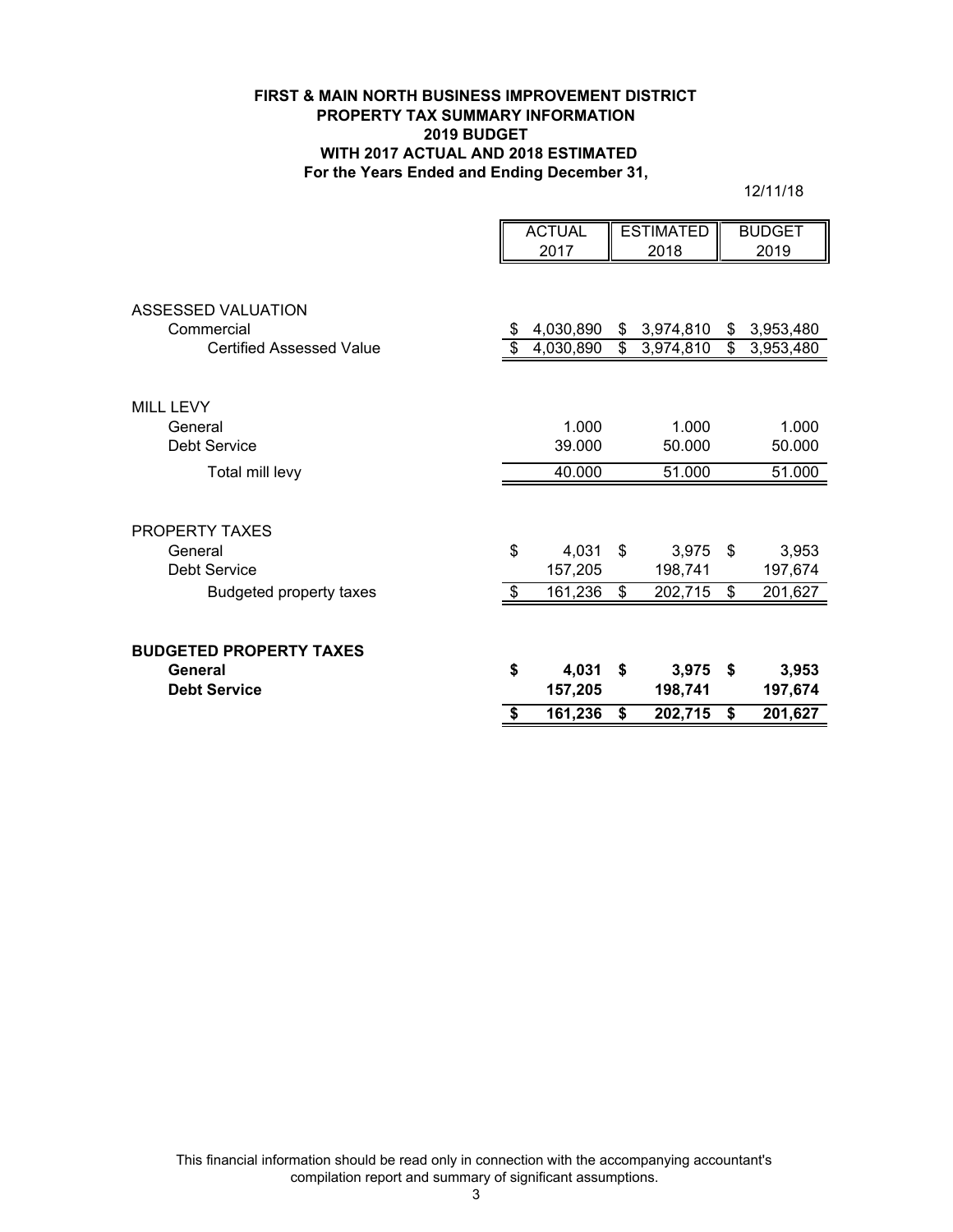**FIRST & MAIN NORTH BUSINESS IMPROVEMENT DISTRICT**
**PROPERTY TAX SUMMARY INFORMATION**
**2019 BUDGET**
**WITH 2017 ACTUAL AND 2018 ESTIMATED**
**For the Years Ended and Ending December 31,**

12/11/18

| | ACTUAL 2017 | ESTIMATED 2018 | BUDGET 2019 |
|---|---|---|---|
| ASSESSED VALUATION | | | |
| Commercial | $ 4,030,890 | $ 3,974,810 | $ 3,953,480 |
| Certified Assessed Value | $ 4,030,890 | $ 3,974,810 | $ 3,953,480 |
| | | | |
| MILL LEVY | | | |
| General | 1.000 | 1.000 | 1.000 |
| Debt Service | 39.000 | 50.000 | 50.000 |
| Total mill levy | 40.000 | 51.000 | 51.000 |
| | | | |
| PROPERTY TAXES | | | |
| General | $ 4,031 | $ 3,975 | $ 3,953 |
| Debt Service | 157,205 | 198,741 | 197,674 |
| Budgeted property taxes | $ 161,236 | $ 202,715 | $ 201,627 |
| | | | |
| **BUDGETED PROPERTY TAXES** | | | |
| **General** | **$ 4,031** | **$ 3,975** | **$ 3,953** |
| **Debt Service** | **157,205** | **198,741** | **197,674** |
| | **$ 161,236** | **$ 202,715** | **$ 201,627** |

This financial information should be read only in connection with the accompanying accountant's compilation report and summary of significant assumptions.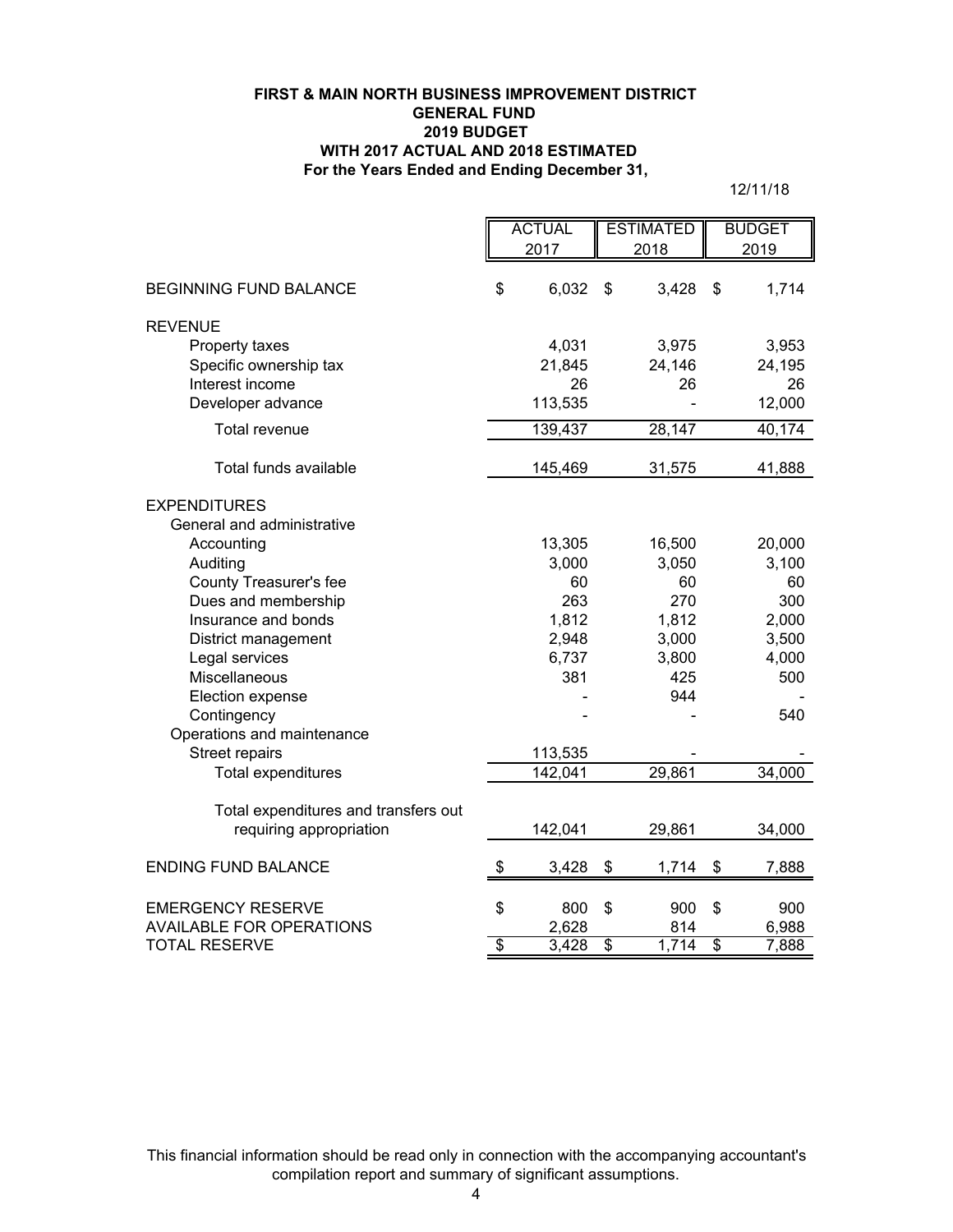**FIRST & MAIN NORTH BUSINESS IMPROVEMENT DISTRICT**
**GENERAL FUND**
**2019 BUDGET**
**WITH 2017 ACTUAL AND 2018 ESTIMATED**
**For the Years Ended and Ending December 31,**

12/11/18

| | ACTUAL 2017 | ESTIMATED 2018 | BUDGET 2019 |
|---|---|---|---|
| BEGINNING FUND BALANCE | $ 6,032 | $ 3,428 | $ 1,714 |
| REVENUE | | | |
| Property taxes | 4,031 | 3,975 | 3,953 |
| Specific ownership tax | 21,845 | 24,146 | 24,195 |
| Interest income | 26 | 26 | 26 |
| Developer advance | 113,535 | - | 12,000 |
| Total revenue | 139,437 | 28,147 | 40,174 |
| Total funds available | 145,469 | 31,575 | 41,888 |
| EXPENDITURES | | | |
| General and administrative | | | |
| Accounting | 13,305 | 16,500 | 20,000 |
| Auditing | 3,000 | 3,050 | 3,100 |
| County Treasurer's fee | 60 | 60 | 60 |
| Dues and membership | 263 | 270 | 300 |
| Insurance and bonds | 1,812 | 1,812 | 2,000 |
| District management | 2,948 | 3,000 | 3,500 |
| Legal services | 6,737 | 3,800 | 4,000 |
| Miscellaneous | 381 | 425 | 500 |
| Election expense | - | 944 | - |
| Contingency | - | - | 540 |
| Operations and maintenance | | | |
| Street repairs | 113,535 | - | - |
| Total expenditures | 142,041 | 29,861 | 34,000 |
| Total expenditures and transfers out requiring appropriation | 142,041 | 29,861 | 34,000 |
| ENDING FUND BALANCE | $ 3,428 | $ 1,714 | $ 7,888 |
| EMERGENCY RESERVE | $ 800 | $ 900 | $ 900 |
| AVAILABLE FOR OPERATIONS | 2,628 | 814 | 6,988 |
| TOTAL RESERVE | $ 3,428 | $ 1,714 | $ 7,888 |

This financial information should be read only in connection with the accompanying accountant's compilation report and summary of significant assumptions.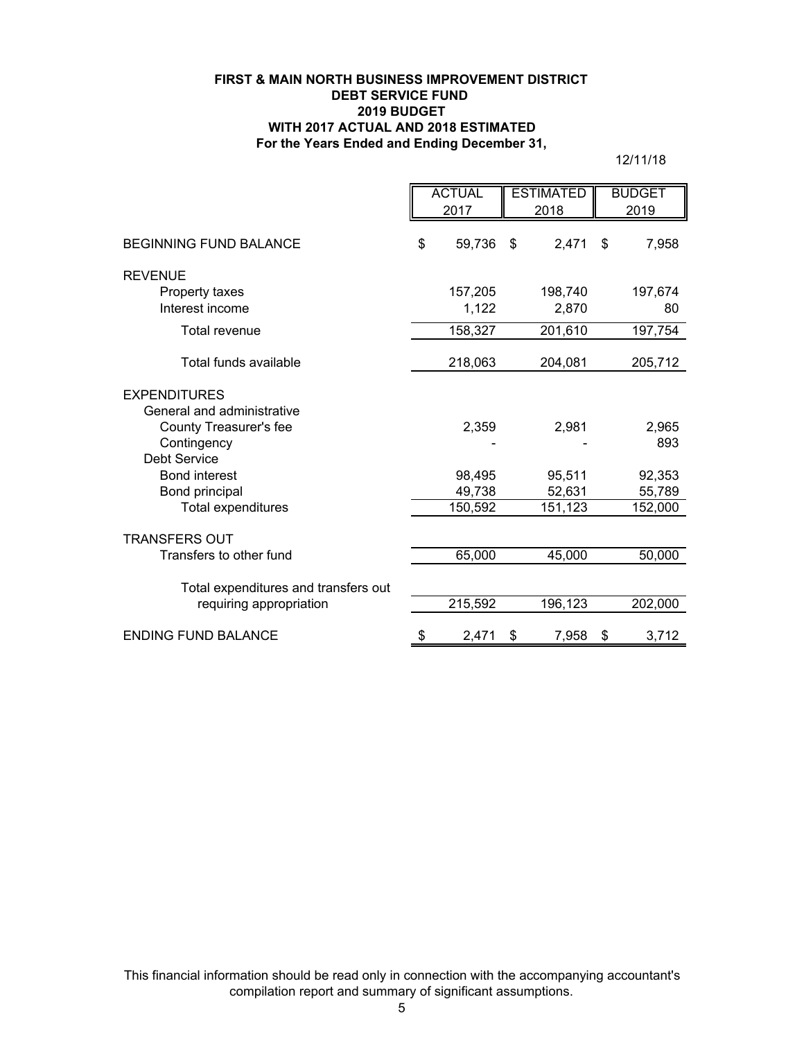**FIRST & MAIN NORTH BUSINESS IMPROVEMENT DISTRICT**
**DEBT SERVICE FUND**
**2019 BUDGET**
**WITH 2017 ACTUAL AND 2018 ESTIMATED**
**For the Years Ended and Ending December 31,**

12/11/18

| | ACTUAL 2017 | ESTIMATED 2018 | BUDGET 2019 |
|---|---|---|---|
| BEGINNING FUND BALANCE | $ 59,736 | $ 2,471 | $ 7,958 |
| REVENUE | | | |
| Property taxes | 157,205 | 198,740 | 197,674 |
| Interest income | 1,122 | 2,870 | 80 |
| Total revenue | 158,327 | 201,610 | 197,754 |
| Total funds available | 218,063 | 204,081 | 205,712 |
| EXPENDITURES | | | |
| General and administrative | | | |
| County Treasurer's fee | 2,359 | 2,981 | 2,965 |
| Contingency | - | - | 893 |
| Debt Service | | | |
| Bond interest | 98,495 | 95,511 | 92,353 |
| Bond principal | 49,738 | 52,631 | 55,789 |
| Total expenditures | 150,592 | 151,123 | 152,000 |
| TRANSFERS OUT | | | |
| Transfers to other fund | 65,000 | 45,000 | 50,000 |
| Total expenditures and transfers out requiring appropriation | 215,592 | 196,123 | 202,000 |
| ENDING FUND BALANCE | $ 2,471 | $ 7,958 | $ 3,712 |

This financial information should be read only in connection with the accompanying accountant's compilation report and summary of significant assumptions.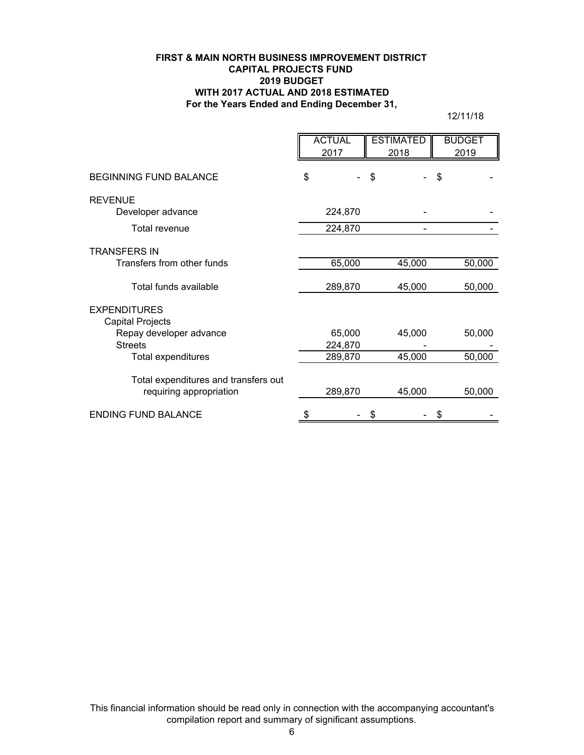**FIRST & MAIN NORTH BUSINESS IMPROVEMENT DISTRICT**
**CAPITAL PROJECTS FUND**
**2019 BUDGET**
**WITH 2017 ACTUAL AND 2018 ESTIMATED**
**For the Years Ended and Ending December 31,**

12/11/18

| | ACTUAL 2017 | ESTIMATED 2018 | BUDGET 2019 |
|---|---|---|---|
| BEGINNING FUND BALANCE | $ - | $ - | $ - |
| REVENUE | | | |
| Developer advance | 224,870 | - | - |
| Total revenue | 224,870 | - | - |
| TRANSFERS IN | | | |
| Transfers from other funds | 65,000 | 45,000 | 50,000 |
| Total funds available | 289,870 | 45,000 | 50,000 |
| EXPENDITURES | | | |
| Capital Projects | | | |
| Repay developer advance | 65,000 | 45,000 | 50,000 |
| Streets | 224,870 | - | - |
| Total expenditures | 289,870 | 45,000 | 50,000 |
| Total expenditures and transfers out requiring appropriation | 289,870 | 45,000 | 50,000 |
| ENDING FUND BALANCE | $ - | $ - | $ - |

This financial information should be read only in connection with the accompanying accountant's compilation report and summary of significant assumptions.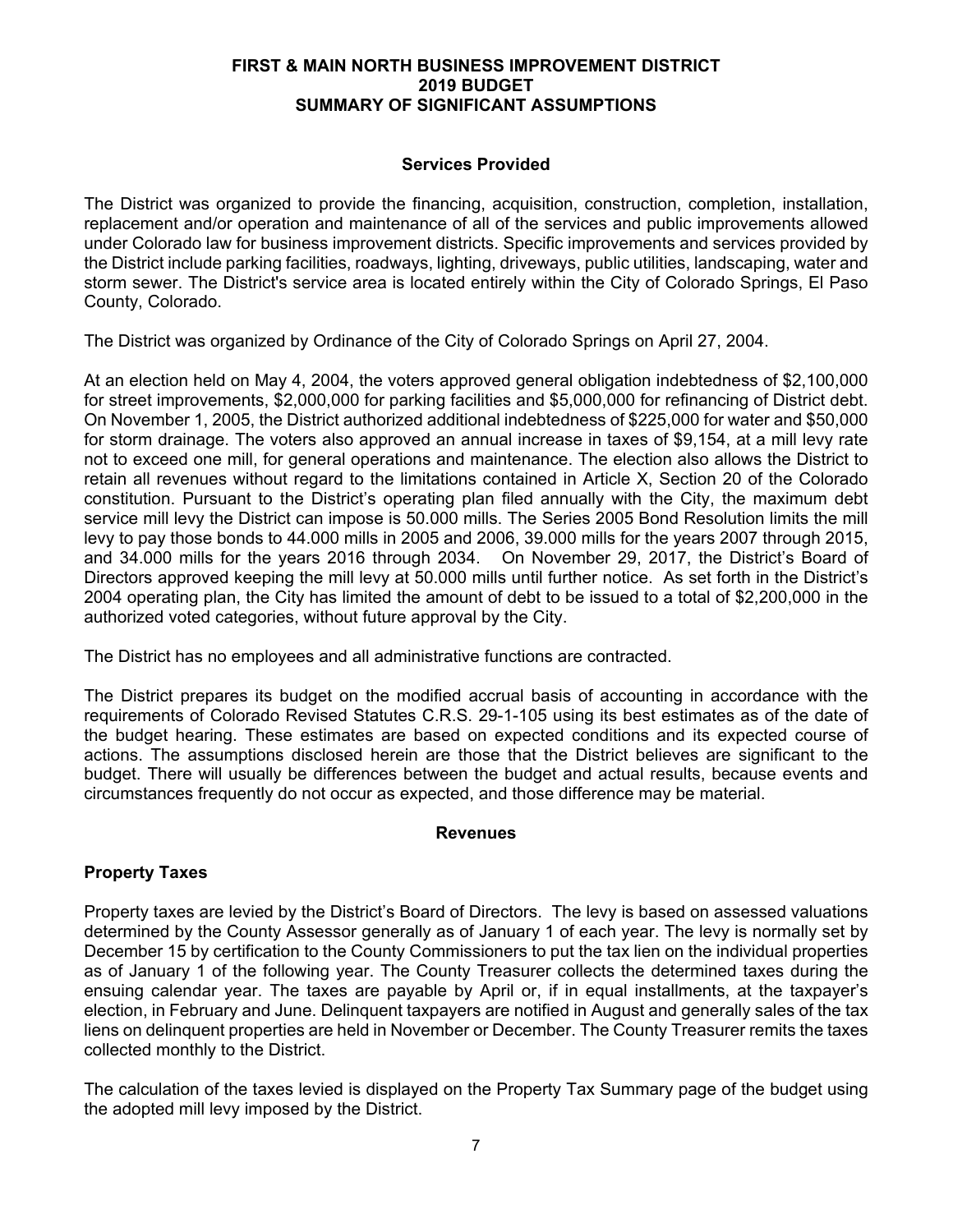# FIRST & MAIN NORTH BUSINESS IMPROVEMENT DISTRICT
## 2019 BUDGET
## SUMMARY OF SIGNIFICANT ASSUMPTIONS

### Services Provided

The District was organized to provide the financing, acquisition, construction, completion, installation, replacement and/or operation and maintenance of all of the services and public improvements allowed under Colorado law for business improvement districts. Specific improvements and services provided by the District include parking facilities, roadways, lighting, driveways, public utilities, landscaping, water and storm sewer. The District's service area is located entirely within the City of Colorado Springs, El Paso County, Colorado.

The District was organized by Ordinance of the City of Colorado Springs on April 27, 2004.

At an election held on May 4, 2004, the voters approved general obligation indebtedness of $2,100,000 for street improvements, $2,000,000 for parking facilities and $5,000,000 for refinancing of District debt. On November 1, 2005, the District authorized additional indebtedness of $225,000 for water and $50,000 for storm drainage. The voters also approved an annual increase in taxes of $9,154, at a mill levy rate not to exceed one mill, for general operations and maintenance. The election also allows the District to retain all revenues without regard to the limitations contained in Article X, Section 20 of the Colorado constitution. Pursuant to the District's operating plan filed annually with the City, the maximum debt service mill levy the District can impose is 50.000 mills. The Series 2005 Bond Resolution limits the mill levy to pay those bonds to 44.000 mills in 2005 and 2006, 39.000 mills for the years 2007 through 2015, and 34.000 mills for the years 2016 through 2034. On November 29, 2017, the District's Board of Directors approved keeping the mill levy at 50.000 mills until further notice. As set forth in the District's 2004 operating plan, the City has limited the amount of debt to be issued to a total of $2,200,000 in the authorized voted categories, without future approval by the City.

The District has no employees and all administrative functions are contracted.

The District prepares its budget on the modified accrual basis of accounting in accordance with the requirements of Colorado Revised Statutes C.R.S. 29-1-105 using its best estimates as of the date of the budget hearing. These estimates are based on expected conditions and its expected course of actions. The assumptions disclosed herein are those that the District believes are significant to the budget. There will usually be differences between the budget and actual results, because events and circumstances frequently do not occur as expected, and those difference may be material.

### Revenues

#### Property Taxes

Property taxes are levied by the District's Board of Directors. The levy is based on assessed valuations determined by the County Assessor generally as of January 1 of each year. The levy is normally set by December 15 by certification to the County Commissioners to put the tax lien on the individual properties as of January 1 of the following year. The County Treasurer collects the determined taxes during the ensuing calendar year. The taxes are payable by April or, if in equal installments, at the taxpayer's election, in February and June. Delinquent taxpayers are notified in August and generally sales of the tax liens on delinquent properties are held in November or December. The County Treasurer remits the taxes collected monthly to the District.

The calculation of the taxes levied is displayed on the Property Tax Summary page of the budget using the adopted mill levy imposed by the District.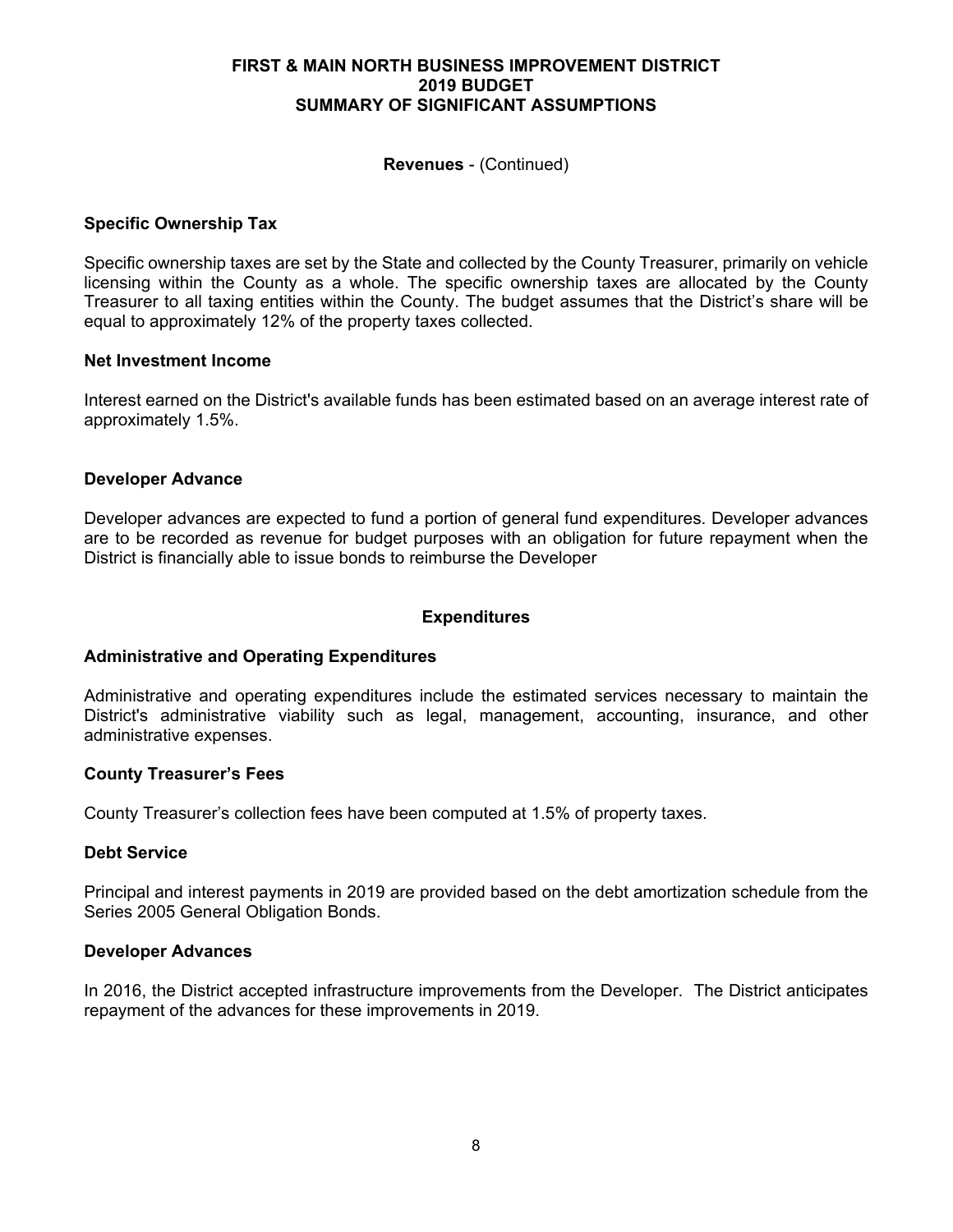# FIRST & MAIN NORTH BUSINESS IMPROVEMENT DISTRICT
## 2019 BUDGET
## SUMMARY OF SIGNIFICANT ASSUMPTIONS

**Revenues** - (Continued)

### Specific Ownership Tax

Specific ownership taxes are set by the State and collected by the County Treasurer, primarily on vehicle licensing within the County as a whole. The specific ownership taxes are allocated by the County Treasurer to all taxing entities within the County. The budget assumes that the District's share will be equal to approximately 12% of the property taxes collected.

### Net Investment Income

Interest earned on the District's available funds has been estimated based on an average interest rate of approximately 1.5%.

### Developer Advance

Developer advances are expected to fund a portion of general fund expenditures. Developer advances are to be recorded as revenue for budget purposes with an obligation for future repayment when the District is financially able to issue bonds to reimburse the Developer

## Expenditures

### Administrative and Operating Expenditures

Administrative and operating expenditures include the estimated services necessary to maintain the District's administrative viability such as legal, management, accounting, insurance, and other administrative expenses.

### County Treasurer's Fees

County Treasurer's collection fees have been computed at 1.5% of property taxes.

### Debt Service

Principal and interest payments in 2019 are provided based on the debt amortization schedule from the Series 2005 General Obligation Bonds.

### Developer Advances

In 2016, the District accepted infrastructure improvements from the Developer. The District anticipates repayment of the advances for these improvements in 2019.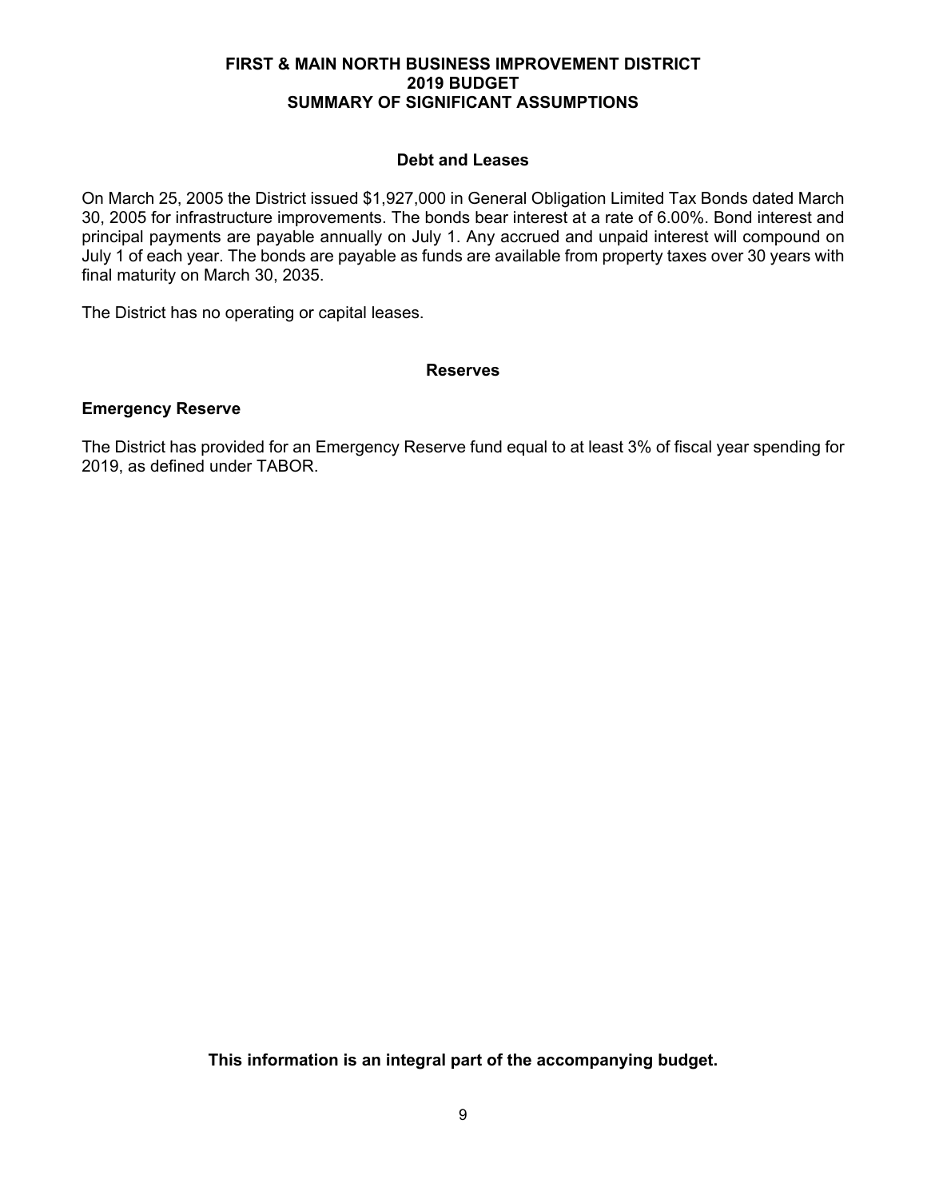# FIRST & MAIN NORTH BUSINESS IMPROVEMENT DISTRICT
## 2019 BUDGET
## SUMMARY OF SIGNIFICANT ASSUMPTIONS

### Debt and Leases

On March 25, 2005 the District issued $1,927,000 in General Obligation Limited Tax Bonds dated March 30, 2005 for infrastructure improvements. The bonds bear interest at a rate of 6.00%. Bond interest and principal payments are payable annually on July 1. Any accrued and unpaid interest will compound on July 1 of each year. The bonds are payable as funds are available from property taxes over 30 years with final maturity on March 30, 2035.

The District has no operating or capital leases.

### Reserves

**Emergency Reserve**

The District has provided for an Emergency Reserve fund equal to at least 3% of fiscal year spending for 2019, as defined under TABOR.

**This information is an integral part of the accompanying budget.**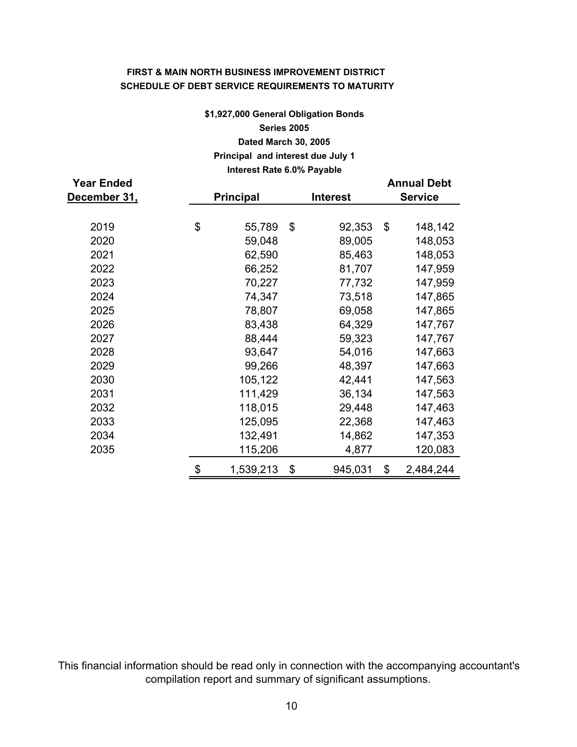**FIRST & MAIN NORTH BUSINESS IMPROVEMENT DISTRICT**
**SCHEDULE OF DEBT SERVICE REQUIREMENTS TO MATURITY**

**$1,927,000 General Obligation Bonds**
**Series 2005**
**Dated March 30, 2005**
**Principal and interest due July 1**
**Interest Rate 6.0% Payable**

| Year Ended December 31, | Principal | Interest | Annual Debt Service |
|---|---|---|---|
| 2019 | $ 55,789 | $ 92,353 | $ 148,142 |
| 2020 | 59,048 | 89,005 | 148,053 |
| 2021 | 62,590 | 85,463 | 148,053 |
| 2022 | 66,252 | 81,707 | 147,959 |
| 2023 | 70,227 | 77,732 | 147,959 |
| 2024 | 74,347 | 73,518 | 147,865 |
| 2025 | 78,807 | 69,058 | 147,865 |
| 2026 | 83,438 | 64,329 | 147,767 |
| 2027 | 88,444 | 59,323 | 147,767 |
| 2028 | 93,647 | 54,016 | 147,663 |
| 2029 | 99,266 | 48,397 | 147,663 |
| 2030 | 105,122 | 42,441 | 147,563 |
| 2031 | 111,429 | 36,134 | 147,563 |
| 2032 | 118,015 | 29,448 | 147,463 |
| 2033 | 125,095 | 22,368 | 147,463 |
| 2034 | 132,491 | 14,862 | 147,353 |
| 2035 | 115,206 | 4,877 | 120,083 |
| | $ 1,539,213 | $ 945,031 | $ 2,484,244 |

This financial information should be read only in connection with the accompanying accountant's compilation report and summary of significant assumptions.